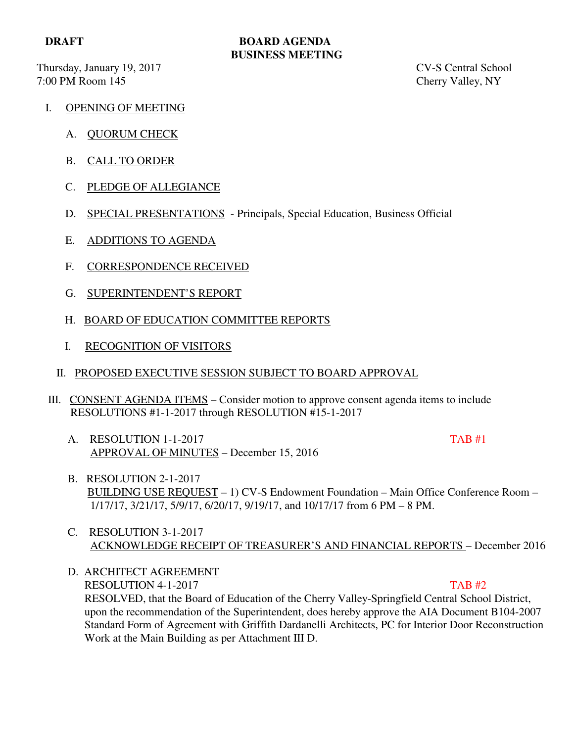**DRAFT**

**BOARD AGENDA**
**BUSINESS MEETING**

Thursday, January 19, 2017
7:00 PM Room 145

CV-S Central School
Cherry Valley, NY

I. OPENING OF MEETING

   A. QUORUM CHECK

   B. CALL TO ORDER

   C. PLEDGE OF ALLEGIANCE

   D. SPECIAL PRESENTATIONS - Principals, Special Education, Business Official

   E. ADDITIONS TO AGENDA

   F. CORRESPONDENCE RECEIVED

   G. SUPERINTENDENT'S REPORT

   H. BOARD OF EDUCATION COMMITTEE REPORTS

   I. RECOGNITION OF VISITORS

II. PROPOSED EXECUTIVE SESSION SUBJECT TO BOARD APPROVAL

III. CONSENT AGENDA ITEMS – Consider motion to approve consent agenda items to include RESOLUTIONS #1-1-2017 through RESOLUTION #15-1-2017

   A. RESOLUTION 1-1-2017 TAB #1
   APPROVAL OF MINUTES – December 15, 2016

   B. RESOLUTION 2-1-2017
   BUILDING USE REQUEST – 1) CV-S Endowment Foundation – Main Office Conference Room – 1/17/17, 3/21/17, 5/9/17, 6/20/17, 9/19/17, and 10/17/17 from 6 PM – 8 PM.

   C. RESOLUTION 3-1-2017
   ACKNOWLEDGE RECEIPT OF TREASURER'S AND FINANCIAL REPORTS – December 2016

   D. ARCHITECT AGREEMENT
   RESOLUTION 4-1-2017 TAB #2
   RESOLVED, that the Board of Education of the Cherry Valley-Springfield Central School District, upon the recommendation of the Superintendent, does hereby approve the AIA Document B104-2007 Standard Form of Agreement with Griffith Dardanelli Architects, PC for Interior Door Reconstruction Work at the Main Building as per Attachment III D.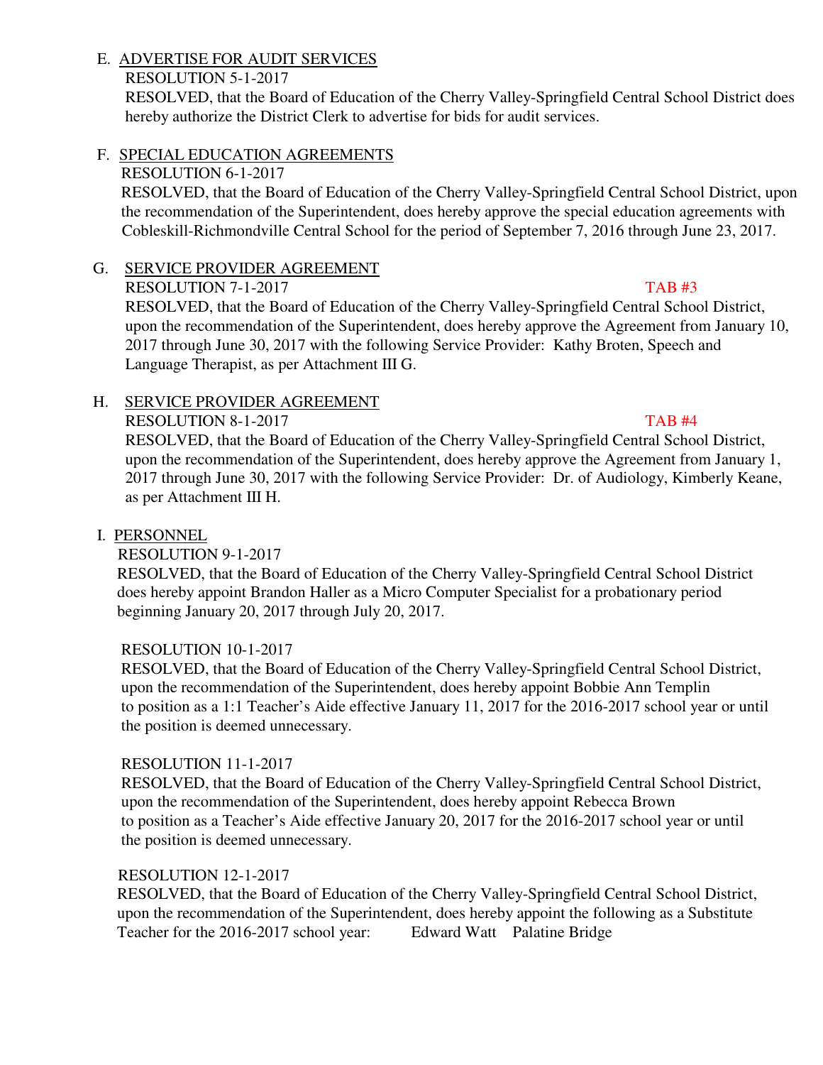E. <u>ADVERTISE FOR AUDIT SERVICES</u>

RESOLUTION 5-1-2017

RESOLVED, that the Board of Education of the Cherry Valley-Springfield Central School District does hereby authorize the District Clerk to advertise for bids for audit services.

F. <u>SPECIAL EDUCATION AGREEMENTS</u>

RESOLUTION 6-1-2017

RESOLVED, that the Board of Education of the Cherry Valley-Springfield Central School District, upon the recommendation of the Superintendent, does hereby approve the special education agreements with Cobleskill-Richmondville Central School for the period of September 7, 2016 through June 23, 2017.

G. <u>SERVICE PROVIDER AGREEMENT</u>

RESOLUTION 7-1-2017 TAB #3

RESOLVED, that the Board of Education of the Cherry Valley-Springfield Central School District, upon the recommendation of the Superintendent, does hereby approve the Agreement from January 10, 2017 through June 30, 2017 with the following Service Provider: Kathy Broten, Speech and Language Therapist, as per Attachment III G.

H. <u>SERVICE PROVIDER AGREEMENT</u>

RESOLUTION 8-1-2017 TAB #4

RESOLVED, that the Board of Education of the Cherry Valley-Springfield Central School District, upon the recommendation of the Superintendent, does hereby approve the Agreement from January 1, 2017 through June 30, 2017 with the following Service Provider: Dr. of Audiology, Kimberly Keane, as per Attachment III H.

I. <u>PERSONNEL</u>

RESOLUTION 9-1-2017

RESOLVED, that the Board of Education of the Cherry Valley-Springfield Central School District does hereby appoint Brandon Haller as a Micro Computer Specialist for a probationary period beginning January 20, 2017 through July 20, 2017.

RESOLUTION 10-1-2017

RESOLVED, that the Board of Education of the Cherry Valley-Springfield Central School District, upon the recommendation of the Superintendent, does hereby appoint Bobbie Ann Templin to position as a 1:1 Teacher's Aide effective January 11, 2017 for the 2016-2017 school year or until the position is deemed unnecessary.

RESOLUTION 11-1-2017

RESOLVED, that the Board of Education of the Cherry Valley-Springfield Central School District, upon the recommendation of the Superintendent, does hereby appoint Rebecca Brown to position as a Teacher's Aide effective January 20, 2017 for the 2016-2017 school year or until the position is deemed unnecessary.

RESOLUTION 12-1-2017

RESOLVED, that the Board of Education of the Cherry Valley-Springfield Central School District, upon the recommendation of the Superintendent, does hereby appoint the following as a Substitute Teacher for the 2016-2017 school year: Edward Watt Palatine Bridge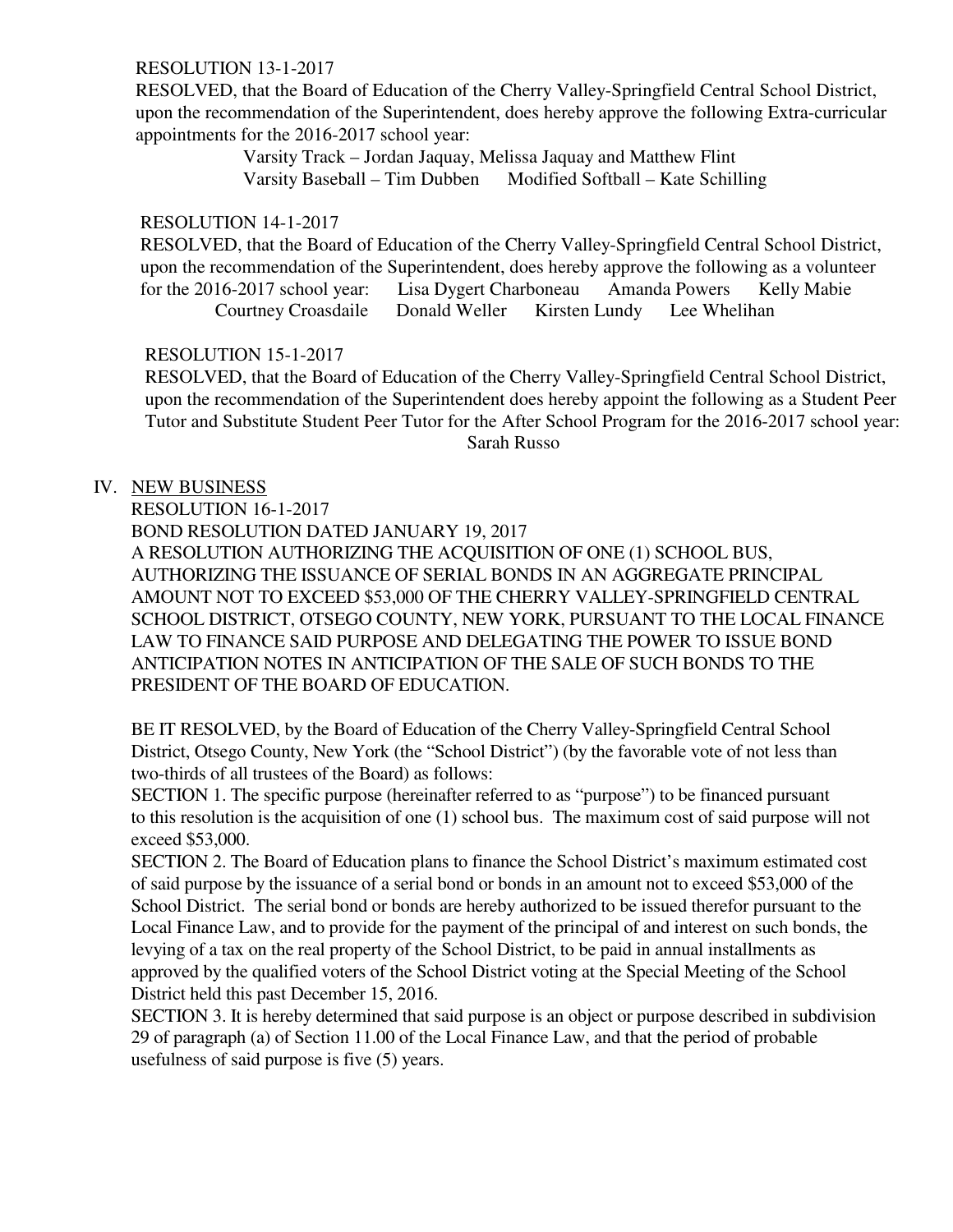RESOLUTION 13-1-2017

RESOLVED, that the Board of Education of the Cherry Valley-Springfield Central School District, upon the recommendation of the Superintendent, does hereby approve the following Extra-curricular appointments for the 2016-2017 school year:

Varsity Track – Jordan Jaquay, Melissa Jaquay and Matthew Flint
Varsity Baseball – Tim Dubben      Modified Softball – Kate Schilling

RESOLUTION 14-1-2017

RESOLVED, that the Board of Education of the Cherry Valley-Springfield Central School District, upon the recommendation of the Superintendent, does hereby approve the following as a volunteer for the 2016-2017 school year:      Lisa Dygert Charboneau      Amanda Powers      Kelly Mabie      Courtney Croasdaile      Donald Weller      Kirsten Lundy      Lee Whelihan

RESOLUTION 15-1-2017

RESOLVED, that the Board of Education of the Cherry Valley-Springfield Central School District, upon the recommendation of the Superintendent does hereby appoint the following as a Student Peer Tutor and Substitute Student Peer Tutor for the After School Program for the 2016-2017 school year:

Sarah Russo

IV. <u>NEW BUSINESS</u>

RESOLUTION 16-1-2017

BOND RESOLUTION DATED JANUARY 19, 2017

A RESOLUTION AUTHORIZING THE ACQUISITION OF ONE (1) SCHOOL BUS, AUTHORIZING THE ISSUANCE OF SERIAL BONDS IN AN AGGREGATE PRINCIPAL AMOUNT NOT TO EXCEED $53,000 OF THE CHERRY VALLEY-SPRINGFIELD CENTRAL SCHOOL DISTRICT, OTSEGO COUNTY, NEW YORK, PURSUANT TO THE LOCAL FINANCE LAW TO FINANCE SAID PURPOSE AND DELEGATING THE POWER TO ISSUE BOND ANTICIPATION NOTES IN ANTICIPATION OF THE SALE OF SUCH BONDS TO THE PRESIDENT OF THE BOARD OF EDUCATION.

BE IT RESOLVED, by the Board of Education of the Cherry Valley-Springfield Central School District, Otsego County, New York (the "School District") (by the favorable vote of not less than two-thirds of all trustees of the Board) as follows:

SECTION 1. The specific purpose (hereinafter referred to as "purpose") to be financed pursuant to this resolution is the acquisition of one (1) school bus. The maximum cost of said purpose will not exceed $53,000.

SECTION 2. The Board of Education plans to finance the School District's maximum estimated cost of said purpose by the issuance of a serial bond or bonds in an amount not to exceed $53,000 of the School District. The serial bond or bonds are hereby authorized to be issued therefor pursuant to the Local Finance Law, and to provide for the payment of the principal of and interest on such bonds, the levying of a tax on the real property of the School District, to be paid in annual installments as approved by the qualified voters of the School District voting at the Special Meeting of the School District held this past December 15, 2016.

SECTION 3. It is hereby determined that said purpose is an object or purpose described in subdivision 29 of paragraph (a) of Section 11.00 of the Local Finance Law, and that the period of probable usefulness of said purpose is five (5) years.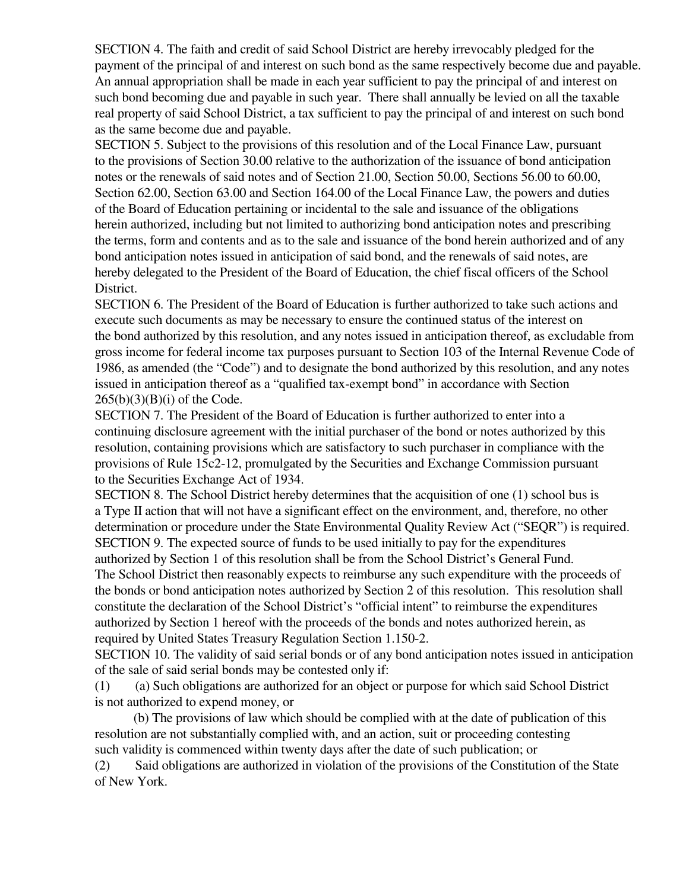SECTION 4. The faith and credit of said School District are hereby irrevocably pledged for the payment of the principal of and interest on such bond as the same respectively become due and payable. An annual appropriation shall be made in each year sufficient to pay the principal of and interest on such bond becoming due and payable in such year. There shall annually be levied on all the taxable real property of said School District, a tax sufficient to pay the principal of and interest on such bond as the same become due and payable.

SECTION 5. Subject to the provisions of this resolution and of the Local Finance Law, pursuant to the provisions of Section 30.00 relative to the authorization of the issuance of bond anticipation notes or the renewals of said notes and of Section 21.00, Section 50.00, Sections 56.00 to 60.00, Section 62.00, Section 63.00 and Section 164.00 of the Local Finance Law, the powers and duties of the Board of Education pertaining or incidental to the sale and issuance of the obligations herein authorized, including but not limited to authorizing bond anticipation notes and prescribing the terms, form and contents and as to the sale and issuance of the bond herein authorized and of any bond anticipation notes issued in anticipation of said bond, and the renewals of said notes, are hereby delegated to the President of the Board of Education, the chief fiscal officers of the School District.

SECTION 6. The President of the Board of Education is further authorized to take such actions and execute such documents as may be necessary to ensure the continued status of the interest on the bond authorized by this resolution, and any notes issued in anticipation thereof, as excludable from gross income for federal income tax purposes pursuant to Section 103 of the Internal Revenue Code of 1986, as amended (the "Code") and to designate the bond authorized by this resolution, and any notes issued in anticipation thereof as a "qualified tax-exempt bond" in accordance with Section 265(b)(3)(B)(i) of the Code.

SECTION 7. The President of the Board of Education is further authorized to enter into a continuing disclosure agreement with the initial purchaser of the bond or notes authorized by this resolution, containing provisions which are satisfactory to such purchaser in compliance with the provisions of Rule 15c2-12, promulgated by the Securities and Exchange Commission pursuant to the Securities Exchange Act of 1934.

SECTION 8. The School District hereby determines that the acquisition of one (1) school bus is a Type II action that will not have a significant effect on the environment, and, therefore, no other determination or procedure under the State Environmental Quality Review Act ("SEQR") is required.

SECTION 9. The expected source of funds to be used initially to pay for the expenditures authorized by Section 1 of this resolution shall be from the School District's General Fund. The School District then reasonably expects to reimburse any such expenditure with the proceeds of the bonds or bond anticipation notes authorized by Section 2 of this resolution. This resolution shall constitute the declaration of the School District's "official intent" to reimburse the expenditures authorized by Section 1 hereof with the proceeds of the bonds and notes authorized herein, as required by United States Treasury Regulation Section 1.150-2.

SECTION 10. The validity of said serial bonds or of any bond anticipation notes issued in anticipation of the sale of said serial bonds may be contested only if:

(1) (a) Such obligations are authorized for an object or purpose for which said School District is not authorized to expend money, or

(b) The provisions of law which should be complied with at the date of publication of this resolution are not substantially complied with, and an action, suit or proceeding contesting such validity is commenced within twenty days after the date of such publication; or

(2) Said obligations are authorized in violation of the provisions of the Constitution of the State of New York.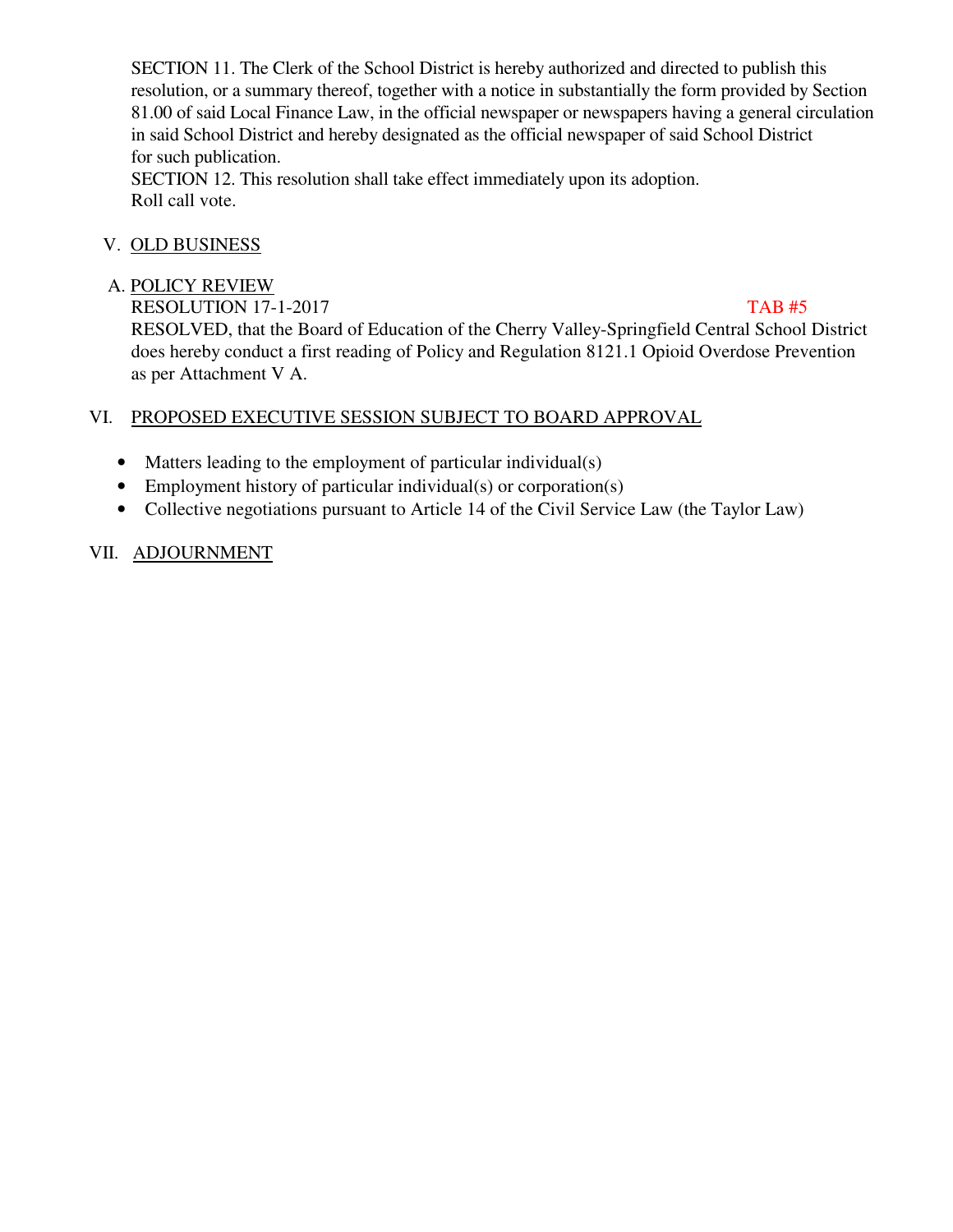SECTION 11. The Clerk of the School District is hereby authorized and directed to publish this resolution, or a summary thereof, together with a notice in substantially the form provided by Section 81.00 of said Local Finance Law, in the official newspaper or newspapers having a general circulation in said School District and hereby designated as the official newspaper of said School District for such publication.

SECTION 12. This resolution shall take effect immediately upon its adoption.

Roll call vote.

## V. OLD BUSINESS

### A. POLICY REVIEW

RESOLUTION 17-1-2017 TAB #5

RESOLVED, that the Board of Education of the Cherry Valley-Springfield Central School District does hereby conduct a first reading of Policy and Regulation 8121.1 Opioid Overdose Prevention as per Attachment V A.

## VI. PROPOSED EXECUTIVE SESSION SUBJECT TO BOARD APPROVAL

- Matters leading to the employment of particular individual(s)
- Employment history of particular individual(s) or corporation(s)
- Collective negotiations pursuant to Article 14 of the Civil Service Law (the Taylor Law)

## VII. ADJOURNMENT